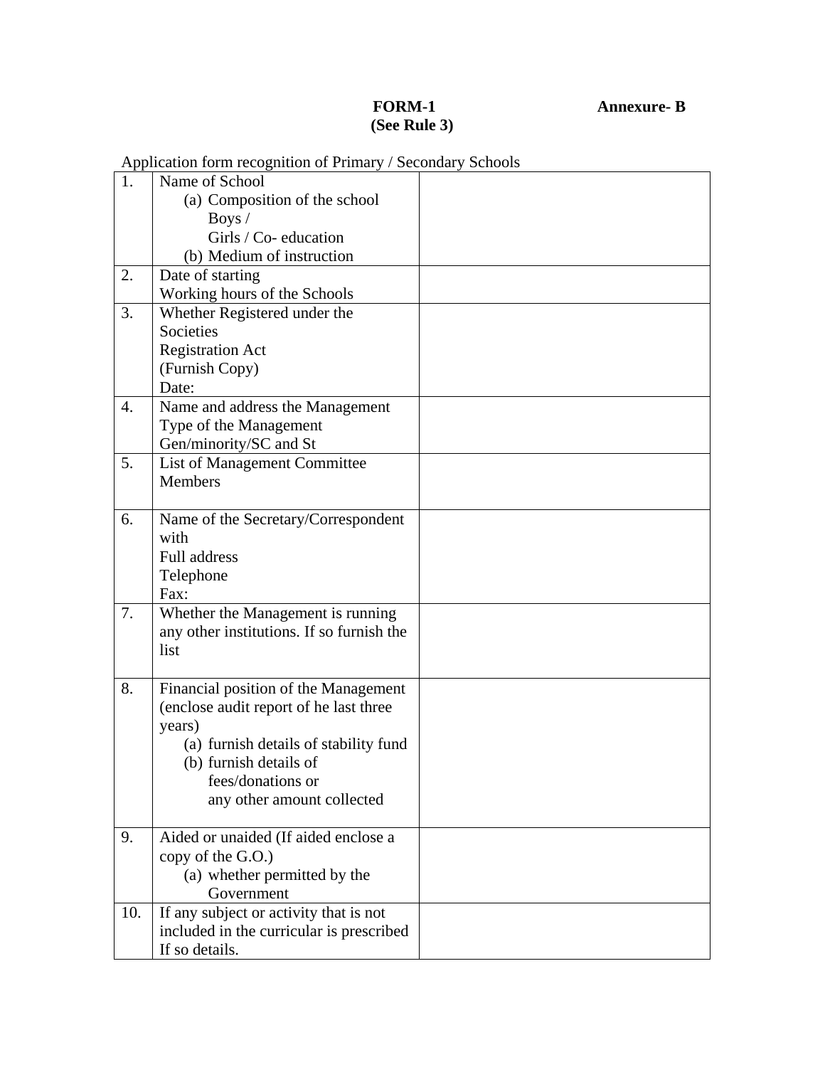**FORM-1** **Annexure- B**

**(See Rule 3)**

Application form recognition of Primary / Secondary Schools

| | | |
|---|---|---|
| 1. | Name of School<br>(a) Composition of the school Boys / Girls / Co- education<br>(b) Medium of instruction | |
| 2. | Date of starting<br>Working hours of the Schools | |
| 3. | Whether Registered under the Societies Registration Act (Furnish Copy)<br>Date: | |
| 4. | Name and address the Management<br>Type of the Management<br>Gen/minority/SC and St | |
| 5. | List of Management Committee Members | |
| 6. | Name of the Secretary/Correspondent with<br>Full address<br>Telephone<br>Fax: | |
| 7. | Whether the Management is running any other institutions. If so furnish the list | |
| 8. | Financial position of the Management (enclose audit report of he last three years)<br>(a) furnish details of stability fund<br>(b) furnish details of fees/donations or any other amount collected | |
| 9. | Aided or unaided (If aided enclose a copy of the G.O.)<br>(a) whether permitted by the Government | |
| 10. | If any subject or activity that is not included in the curricular is prescribed If so details. | |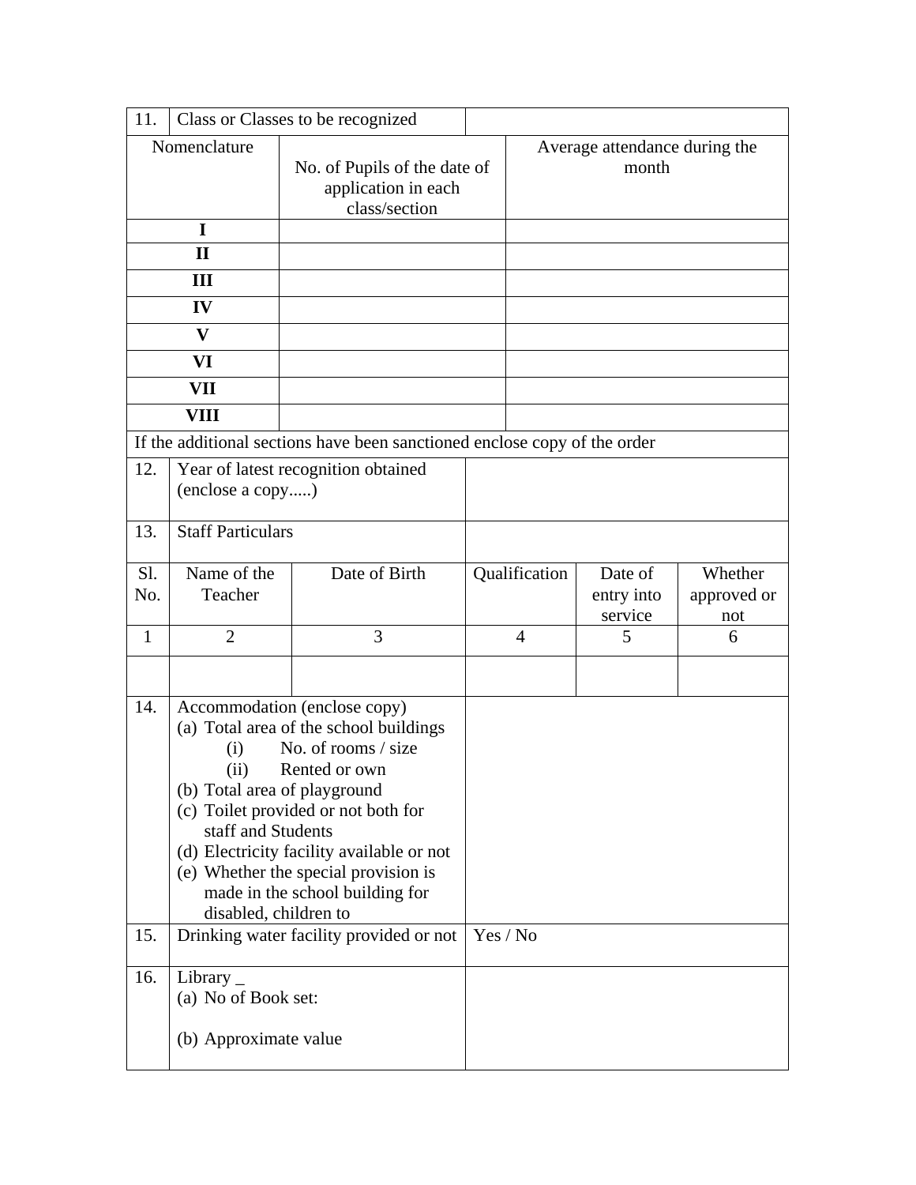| 11. | Class or Classes to be recognized | |
|---|---|---|
| **Nomenclature** | No. of Pupils of the date of application in each class/section | Average attendance during the month |
| **I** | | |
| **II** | | |
| **III** | | |
| **IV** | | |
| **V** | | |
| **VI** | | |
| **VII** | | |
| **VIII** | | |

If the additional sections have been sanctioned enclose copy of the order

| 12. | Year of latest recognition obtained (enclose a copy.....) | |
|---|---|---|
| 13. | Staff Particulars | |

| Sl. No. | Name of the Teacher | Date of Birth | Qualification | Date of entry into service | Whether approved or not |
|---|---|---|---|---|---|
| 1 | 2 | 3 | 4 | 5 | 6 |
| | | | | | |

| 14. | Accommodation (enclose copy)<br>(a) Total area of the school buildings<br>(i) No. of rooms / size<br>(ii) Rented or own<br>(b) Total area of playground<br>(c) Toilet provided or not both for staff and Students<br>(d) Electricity facility available or not<br>(e) Whether the special provision is made in the school building for disabled, children to | |
|---|---|---|
| 15. | Drinking water facility provided or not | Yes / No |
| 16. | Library _<br>(a) No of Book set:<br>(b) Approximate value | |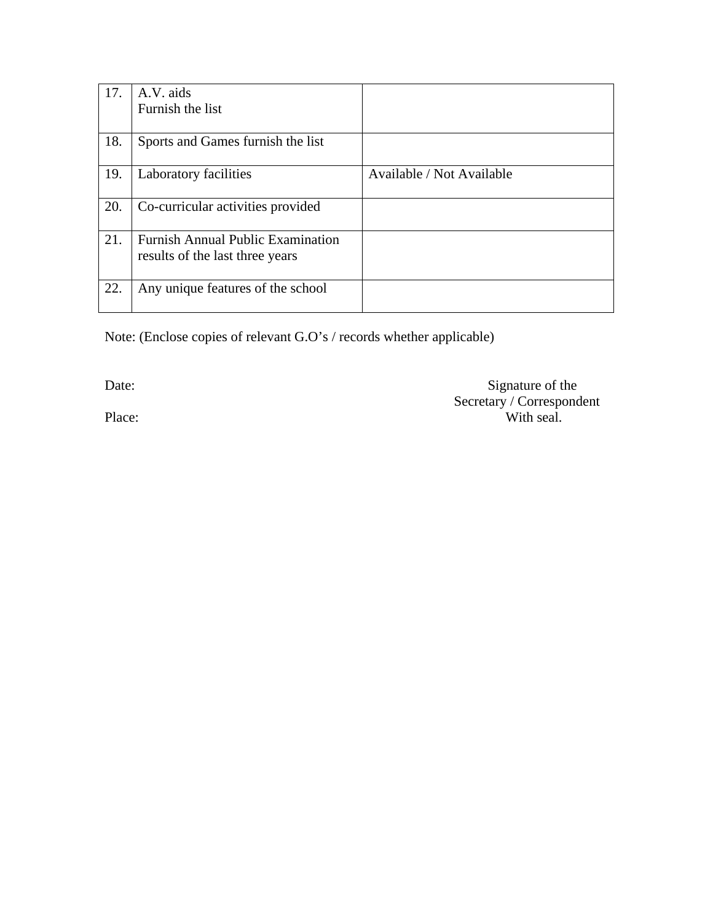| | | |
|---|---|---|
| 17. | A.V. aids<br>Furnish the list | |
| 18. | Sports and Games furnish the list | |
| 19. | Laboratory facilities | Available / Not Available |
| 20. | Co-curricular activities provided | |
| 21. | Furnish Annual Public Examination results of the last three years | |
| 22. | Any unique features of the school | |

Note: (Enclose copies of relevant G.O's / records whether applicable)

Date:

Place:

Signature of the
Secretary / Correspondent
With seal.